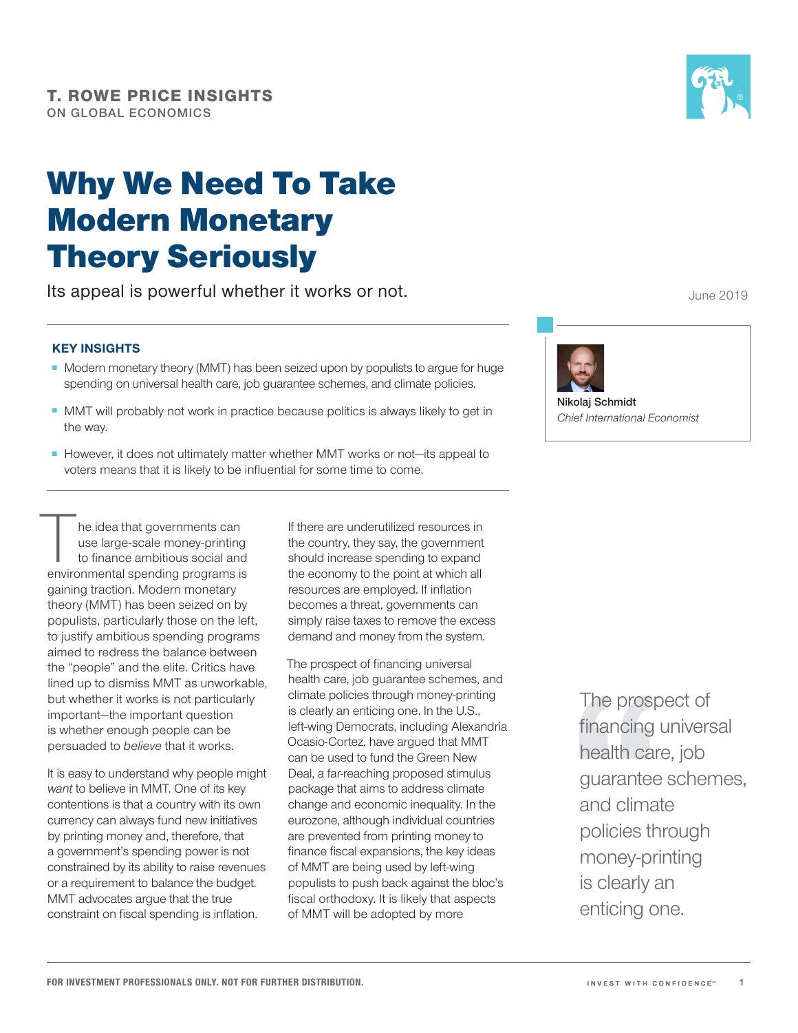T. ROWE PRICE INSIGHTS
ON GLOBAL ECONOMICS

# Why We Need To Take Modern Monetary Theory Seriously

Its appeal is powerful whether it works or not.

June 2019

**Nikolaj Schmidt**
*Chief International Economist*

### KEY INSIGHTS

- Modern monetary theory (MMT) has been seized upon by populists to argue for huge spending on universal health care, job guarantee schemes, and climate policies.
- MMT will probably not work in practice because politics is always likely to get in the way.
- However, it does not ultimately matter whether MMT works or not—its appeal to voters means that it is likely to be influential for some time to come.

The idea that governments can use large-scale money-printing to finance ambitious social and environmental spending programs is gaining traction. Modern monetary theory (MMT) has been seized on by populists, particularly those on the left, to justify ambitious spending programs aimed to redress the balance between the "people" and the elite. Critics have lined up to dismiss MMT as unworkable, but whether it works is not particularly important—the important question is whether enough people can be persuaded to *believe* that it works.

It is easy to understand why people might *want* to believe in MMT. One of its key contentions is that a country with its own currency can always fund new initiatives by printing money and, therefore, that a government's spending power is not constrained by its ability to raise revenues or a requirement to balance the budget. MMT advocates argue that the true constraint on fiscal spending is inflation.

If there are underutilized resources in the country, they say, the government should increase spending to expand the economy to the point at which all resources are employed. If inflation becomes a threat, governments can simply raise taxes to remove the excess demand and money from the system.

The prospect of financing universal health care, job guarantee schemes, and climate policies through money-printing is clearly an enticing one. In the U.S., left-wing Democrats, including Alexandria Ocasio-Cortez, have argued that MMT can be used to fund the Green New Deal, a far-reaching proposed stimulus package that aims to address climate change and economic inequality. In the eurozone, although individual countries are prevented from printing money to finance fiscal expansions, the key ideas of MMT are being used by left-wing populists to push back against the bloc's fiscal orthodoxy. It is likely that aspects of MMT will be adopted by more

> The prospect of financing universal health care, job guarantee schemes, and climate policies through money-printing is clearly an enticing one.

FOR INVESTMENT PROFESSIONALS ONLY. NOT FOR FURTHER DISTRIBUTION.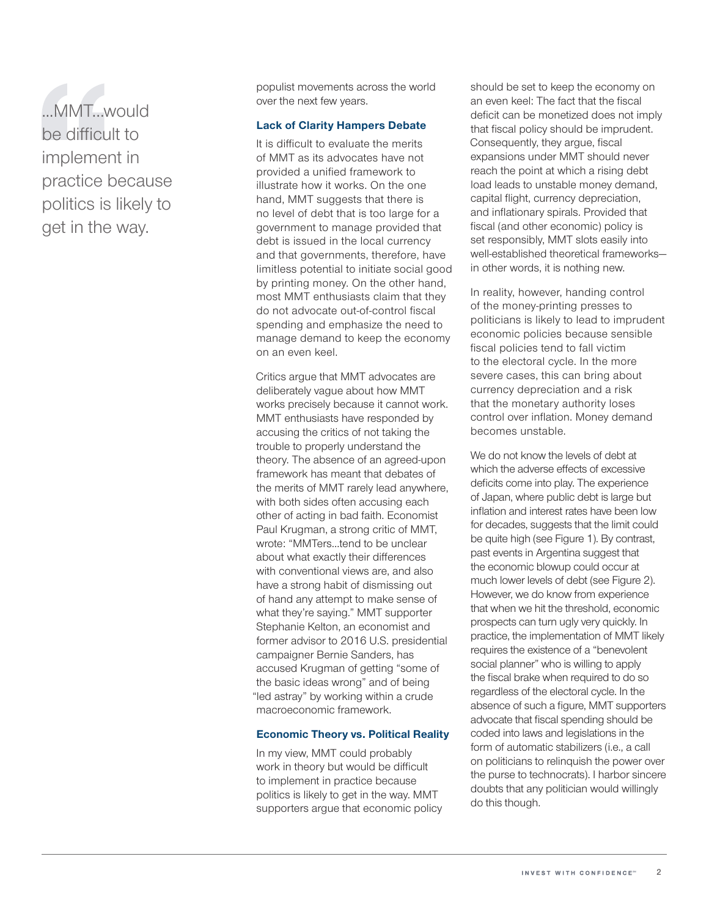> ...MMT...would be difficult to implement in practice because politics is likely to get in the way.

populist movements across the world over the next few years.

### Lack of Clarity Hampers Debate

It is difficult to evaluate the merits of MMT as its advocates have not provided a unified framework to illustrate how it works. On the one hand, MMT suggests that there is no level of debt that is too large for a government to manage provided that debt is issued in the local currency and that governments, therefore, have limitless potential to initiate social good by printing money. On the other hand, most MMT enthusiasts claim that they do not advocate out-of-control fiscal spending and emphasize the need to manage demand to keep the economy on an even keel.

Critics argue that MMT advocates are deliberately vague about how MMT works precisely because it cannot work. MMT enthusiasts have responded by accusing the critics of not taking the trouble to properly understand the theory. The absence of an agreed-upon framework has meant that debates of the merits of MMT rarely lead anywhere, with both sides often accusing each other of acting in bad faith. Economist Paul Krugman, a strong critic of MMT, wrote: "MMTers...tend to be unclear about what exactly their differences with conventional views are, and also have a strong habit of dismissing out of hand any attempt to make sense of what they're saying." MMT supporter Stephanie Kelton, an economist and former advisor to 2016 U.S. presidential campaigner Bernie Sanders, has accused Krugman of getting "some of the basic ideas wrong" and of being "led astray" by working within a crude macroeconomic framework.

### Economic Theory vs. Political Reality

In my view, MMT could probably work in theory but would be difficult to implement in practice because politics is likely to get in the way. MMT supporters argue that economic policy should be set to keep the economy on an even keel: The fact that the fiscal deficit can be monetized does not imply that fiscal policy should be imprudent. Consequently, they argue, fiscal expansions under MMT should never reach the point at which a rising debt load leads to unstable money demand, capital flight, currency depreciation, and inflationary spirals. Provided that fiscal (and other economic) policy is set responsibly, MMT slots easily into well-established theoretical frameworks—in other words, it is nothing new.

In reality, however, handing control of the money-printing presses to politicians is likely to lead to imprudent economic policies because sensible fiscal policies tend to fall victim to the electoral cycle. In the more severe cases, this can bring about currency depreciation and a risk that the monetary authority loses control over inflation. Money demand becomes unstable.

We do not know the levels of debt at which the adverse effects of excessive deficits come into play. The experience of Japan, where public debt is large but inflation and interest rates have been low for decades, suggests that the limit could be quite high (see Figure 1). By contrast, past events in Argentina suggest that the economic blowup could occur at much lower levels of debt (see Figure 2). However, we do know from experience that when we hit the threshold, economic prospects can turn ugly very quickly. In practice, the implementation of MMT likely requires the existence of a "benevolent social planner" who is willing to apply the fiscal brake when required to do so regardless of the electoral cycle. In the absence of such a figure, MMT supporters advocate that fiscal spending should be coded into laws and legislations in the form of automatic stabilizers (i.e., a call on politicians to relinquish the power over the purse to technocrats). I harbor sincere doubts that any politician would willingly do this though.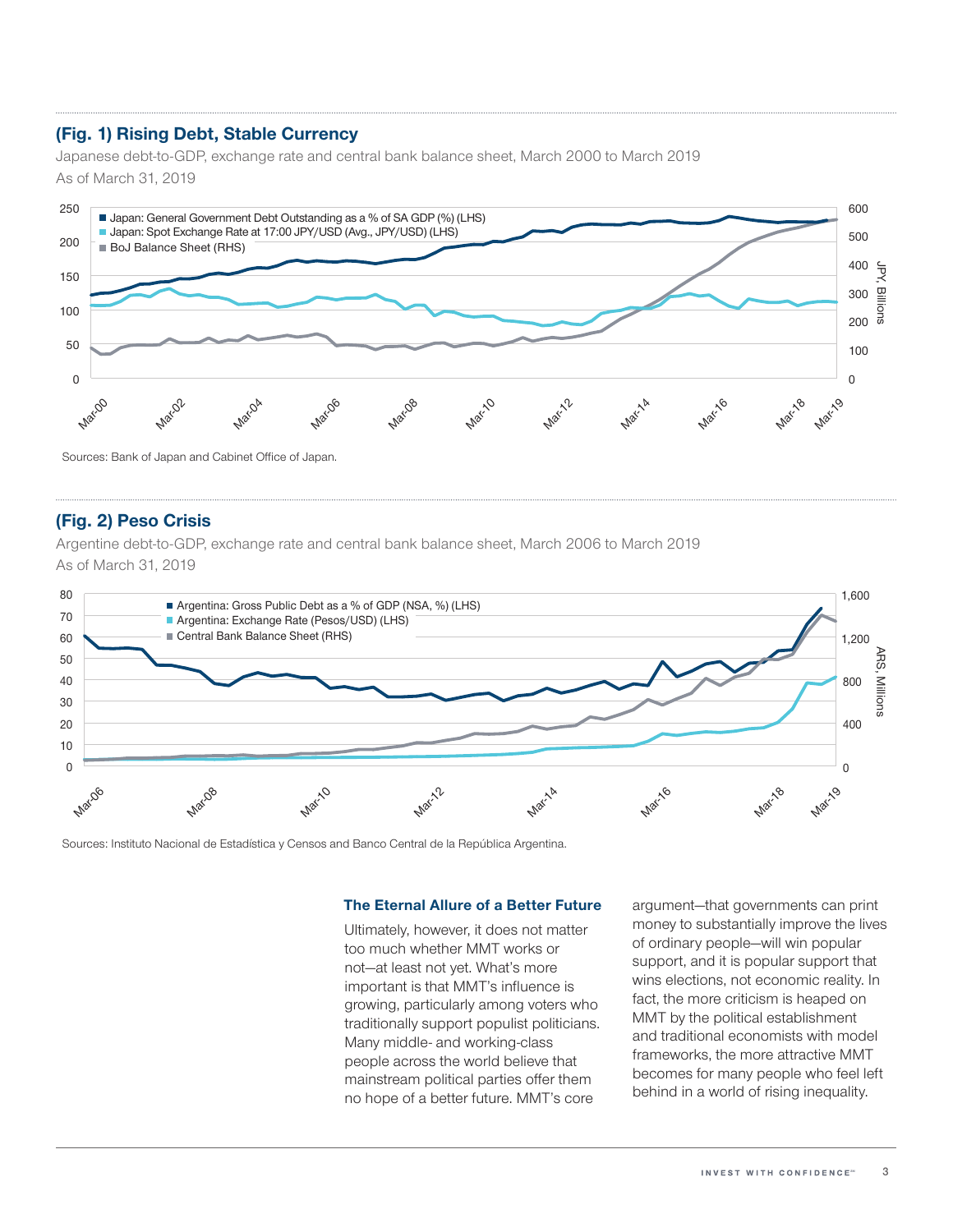### (Fig. 1) Rising Debt, Stable Currency

Japanese debt-to-GDP, exchange rate and central bank balance sheet, March 2000 to March 2019

As of March 31, 2019

Sources: Bank of Japan and Cabinet Office of Japan.

### (Fig. 2) Peso Crisis

Argentine debt-to-GDP, exchange rate and central bank balance sheet, March 2006 to March 2019

As of March 31, 2019

Sources: Instituto Nacional de Estadística y Censos and Banco Central de la República Argentina.

### The Eternal Allure of a Better Future

Ultimately, however, it does not matter too much whether MMT works or not—at least not yet. What's more important is that MMT's influence is growing, particularly among voters who traditionally support populist politicians. Many middle- and working-class people across the world believe that mainstream political parties offer them no hope of a better future. MMT's core argument—that governments can print money to substantially improve the lives of ordinary people—will win popular support, and it is popular support that wins elections, not economic reality. In fact, the more criticism is heaped on MMT by the political establishment and traditional economists with model frameworks, the more attractive MMT becomes for many people who feel left behind in a world of rising inequality.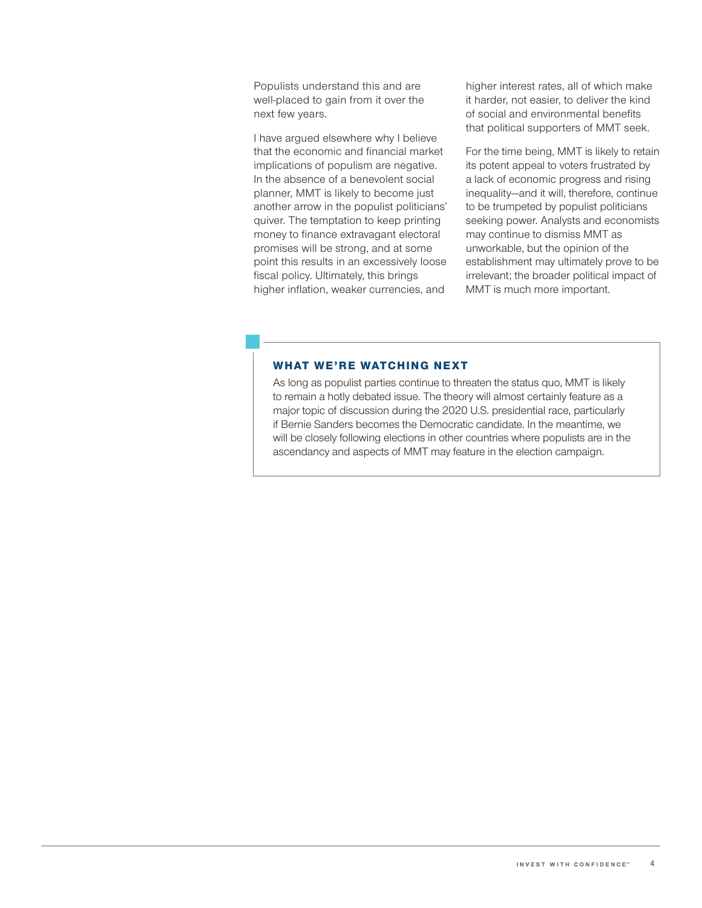Populists understand this and are well-placed to gain from it over the next few years.

I have argued elsewhere why I believe that the economic and financial market implications of populism are negative. In the absence of a benevolent social planner, MMT is likely to become just another arrow in the populist politicians' quiver. The temptation to keep printing money to finance extravagant electoral promises will be strong, and at some point this results in an excessively loose fiscal policy. Ultimately, this brings higher inflation, weaker currencies, and higher interest rates, all of which make it harder, not easier, to deliver the kind of social and environmental benefits that political supporters of MMT seek.

For the time being, MMT is likely to retain its potent appeal to voters frustrated by a lack of economic progress and rising inequality—and it will, therefore, continue to be trumpeted by populist politicians seeking power. Analysts and economists may continue to dismiss MMT as unworkable, but the opinion of the establishment may ultimately prove to be irrelevant; the broader political impact of MMT is much more important.

### WHAT WE'RE WATCHING NEXT

As long as populist parties continue to threaten the status quo, MMT is likely to remain a hotly debated issue. The theory will almost certainly feature as a major topic of discussion during the 2020 U.S. presidential race, particularly if Bernie Sanders becomes the Democratic candidate. In the meantime, we will be closely following elections in other countries where populists are in the ascendancy and aspects of MMT may feature in the election campaign.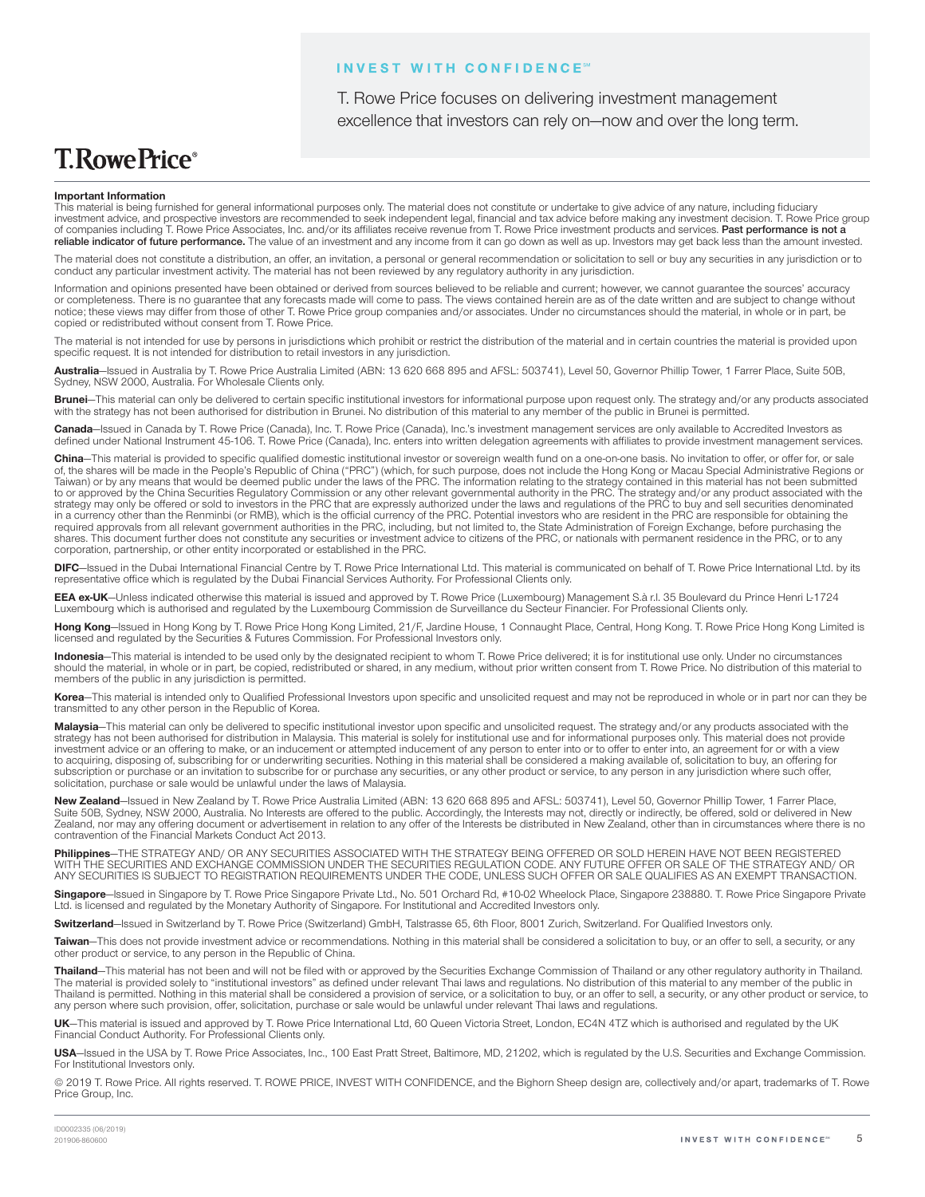**INVEST WITH CONFIDENCE℠**

T. Rowe Price focuses on delivering investment management excellence that investors can rely on—now and over the long term.

T.RowePrice®

**Important Information**

This material is being furnished for general informational purposes only. The material does not constitute or undertake to give advice of any nature, including fiduciary investment advice, and prospective investors are recommended to seek independent legal, financial and tax advice before making any investment decision. T. Rowe Price group of companies including T. Rowe Price Associates, Inc. and/or its affiliates receive revenue from T. Rowe Price investment products and services. **Past performance is not a reliable indicator of future performance.** The value of an investment and any income from it can go down as well as up. Investors may get back less than the amount invested.

The material does not constitute a distribution, an offer, an invitation, a personal or general recommendation or solicitation to sell or buy any securities in any jurisdiction or to conduct any particular investment activity. The material has not been reviewed by any regulatory authority in any jurisdiction.

Information and opinions presented have been obtained or derived from sources believed to be reliable and current; however, we cannot guarantee the sources' accuracy or completeness. There is no guarantee that any forecasts made will come to pass. The views contained herein are as of the date written and are subject to change without notice; these views may differ from those of other T. Rowe Price group companies and/or associates. Under no circumstances should the material, in whole or in part, be copied or redistributed without consent from T. Rowe Price.

The material is not intended for use by persons in jurisdictions which prohibit or restrict the distribution of the material and in certain countries the material is provided upon specific request. It is not intended for distribution to retail investors in any jurisdiction.

**Australia**—Issued in Australia by T. Rowe Price Australia Limited (ABN: 13 620 668 895 and AFSL: 503741), Level 50, Governor Phillip Tower, 1 Farrer Place, Suite 50B, Sydney, NSW 2000, Australia. For Wholesale Clients only.

**Brunei**—This material can only be delivered to certain specific institutional investors for informational purpose upon request only. The strategy and/or any products associated with the strategy has not been authorised for distribution in Brunei. No distribution of this material to any member of the public in Brunei is permitted.

**Canada**—Issued in Canada by T. Rowe Price (Canada), Inc. T. Rowe Price (Canada), Inc.'s investment management services are only available to Accredited Investors as defined under National Instrument 45-106. T. Rowe Price (Canada), Inc. enters into written delegation agreements with affiliates to provide investment management services.

**China**—This material is provided to specific qualified domestic institutional investor or sovereign wealth fund on a one-on-one basis. No invitation to offer, or offer for, or sale of, the shares will be made in the People's Republic of China ("PRC") (which, for such purpose, does not include the Hong Kong or Macau Special Administrative Regions or Taiwan) or by any means that would be deemed public under the laws of the PRC. The information relating to the strategy contained in this material has not been submitted to or approved by the China Securities Regulatory Commission or any other relevant governmental authority in the PRC. The strategy and/or any product associated with the strategy may only be offered or sold to investors in the PRC that are expressly authorized under the laws and regulations of the PRC to buy and sell securities denominated in a currency other than the Renminbi (or RMB), which is the official currency of the PRC. Potential investors who are resident in the PRC are responsible for obtaining the required approvals from all relevant government authorities in the PRC, including, but not limited to, the State Administration of Foreign Exchange, before purchasing the shares. This document further does not constitute any securities or investment advice to citizens of the PRC, or nationals with permanent residence in the PRC, or to any corporation, partnership, or other entity incorporated or established in the PRC.

**DIFC**—Issued in the Dubai International Financial Centre by T. Rowe Price International Ltd. This material is communicated on behalf of T. Rowe Price International Ltd. by its representative office which is regulated by the Dubai Financial Services Authority. For Professional Clients only.

**EEA ex-UK**—Unless indicated otherwise this material is issued and approved by T. Rowe Price (Luxembourg) Management S.à r.l. 35 Boulevard du Prince Henri L-1724 Luxembourg which is authorised and regulated by the Luxembourg Commission de Surveillance du Secteur Financier. For Professional Clients only.

**Hong Kong**—Issued in Hong Kong by T. Rowe Price Hong Kong Limited, 21/F, Jardine House, 1 Connaught Place, Central, Hong Kong. T. Rowe Price Hong Kong Limited is licensed and regulated by the Securities & Futures Commission. For Professional Investors only.

**Indonesia**—This material is intended to be used only by the designated recipient to whom T. Rowe Price delivered; it is for institutional use only. Under no circumstances should the material, in whole or in part, be copied, redistributed or shared, in any medium, without prior written consent from T. Rowe Price. No distribution of this material to members of the public in any jurisdiction is permitted.

**Korea**—This material is intended only to Qualified Professional Investors upon specific and unsolicited request and may not be reproduced in whole or in part nor can they be transmitted to any other person in the Republic of Korea.

**Malaysia**—This material can only be delivered to specific institutional investor upon specific and unsolicited request. The strategy and/or any products associated with the strategy has not been authorised for distribution in Malaysia. This material is solely for institutional use and for informational purposes only. This material does not provide investment advice or an offering to make, or an inducement or attempted inducement of any person to enter into or to offer to enter into, an agreement for or with a view to acquiring, disposing of, subscribing for or underwriting securities. Nothing in this material shall be considered a making available of, solicitation to buy, an offering for subscription or purchase or an invitation to subscribe for or purchase any securities, or any other product or service, to any person in any jurisdiction where such offer, solicitation, purchase or sale would be unlawful under the laws of Malaysia.

**New Zealand**—Issued in New Zealand by T. Rowe Price Australia Limited (ABN: 13 620 668 895 and AFSL: 503741), Level 50, Governor Phillip Tower, 1 Farrer Place, Suite 50B, Sydney, NSW 2000, Australia. No Interests are offered to the public. Accordingly, the Interests may not, directly or indirectly, be offered, sold or delivered in New Zealand, nor may any offering document or advertisement in relation to any offer of the Interests be distributed in New Zealand, other than in circumstances where there is no contravention of the Financial Markets Conduct Act 2013.

**Philippines**—THE STRATEGY AND/ OR ANY SECURITIES ASSOCIATED WITH THE STRATEGY BEING OFFERED OR SOLD HEREIN HAVE NOT BEEN REGISTERED WITH THE SECURITIES AND EXCHANGE COMMISSION UNDER THE SECURITIES REGULATION CODE. ANY FUTURE OFFER OR SALE OF THE STRATEGY AND/ OR ANY SECURITIES IS SUBJECT TO REGISTRATION REQUIREMENTS UNDER THE CODE, UNLESS SUCH OFFER OR SALE QUALIFIES AS AN EXEMPT TRANSACTION.

**Singapore**—Issued in Singapore by T. Rowe Price Singapore Private Ltd., No. 501 Orchard Rd, #10-02 Wheelock Place, Singapore 238880. T. Rowe Price Singapore Private Ltd. is licensed and regulated by the Monetary Authority of Singapore. For Institutional and Accredited Investors only.

**Switzerland**—Issued in Switzerland by T. Rowe Price (Switzerland) GmbH, Talstrasse 65, 6th Floor, 8001 Zurich, Switzerland. For Qualified Investors only.

**Taiwan**—This does not provide investment advice or recommendations. Nothing in this material shall be considered a solicitation to buy, or an offer to sell, a security, or any other product or service, to any person in the Republic of China.

**Thailand**—This material has not been and will not be filed with or approved by the Securities Exchange Commission of Thailand or any other regulatory authority in Thailand. The material is provided solely to "institutional investors" as defined under relevant Thai laws and regulations. No distribution of this material to any member of the public in Thailand is permitted. Nothing in this material shall be considered a provision of service, or a solicitation to buy, or an offer to sell, a security, or any other product or service, to any person where such provision, offer, solicitation, purchase or sale would be unlawful under relevant Thai laws and regulations.

**UK**—This material is issued and approved by T. Rowe Price International Ltd, 60 Queen Victoria Street, London, EC4N 4TZ which is authorised and regulated by the UK Financial Conduct Authority. For Professional Clients only.

**USA**—Issued in the USA by T. Rowe Price Associates, Inc., 100 East Pratt Street, Baltimore, MD, 21202, which is regulated by the U.S. Securities and Exchange Commission. For Institutional Investors only.

© 2019 T. Rowe Price. All rights reserved. T. ROWE PRICE, INVEST WITH CONFIDENCE, and the Bighorn Sheep design are, collectively and/or apart, trademarks of T. Rowe Price Group, Inc.

ID0002335 (06/2019)
201906-860600